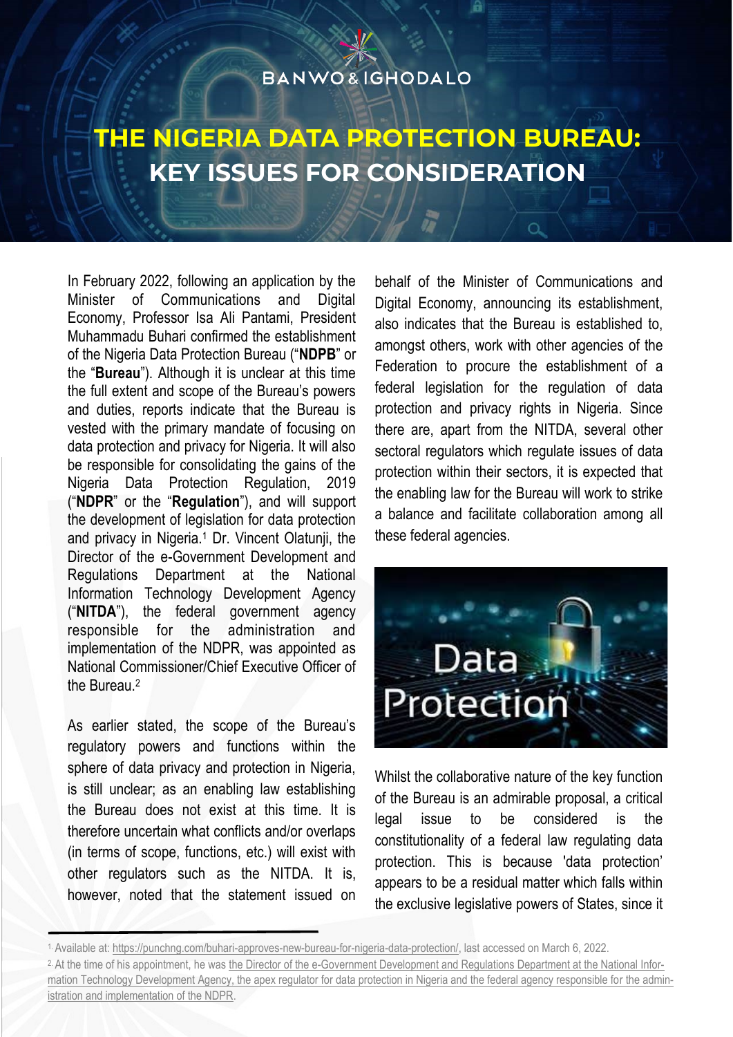BANWO & IGHODALO

# THE NIGERIA DATA PROTECTION BUREAU: KEY ISSUES FOR CONSIDERATION

In February 2022, following an application by the Minister of Communications and Digital Economy, Professor Isa Ali Pantami, President Muhammadu Buhari confirmed the establishment of the Nigeria Data Protection Bureau ("**NDPB**" or the "**Bureau**"). Although it is unclear at this time the full extent and scope of the Bureau's powers and duties, reports indicate that the Bureau is vested with the primary mandate of focusing on data protection and privacy for Nigeria. It will also be responsible for consolidating the gains of the Nigeria Data Protection Regulation, 2019 ("**NDPR**" or the "**Regulation**"), and will support the development of legislation for data protection and privacy in Nigeria.[1] Dr. Vincent Olatunji, the Director of the e-Government Development and Regulations Department at the National Information Technology Development Agency ("**NITDA**"), the federal government agency responsible for the administration and implementation of the NDPR, was appointed as National Commissioner/Chief Executive Officer of the Bureau.[2]

As earlier stated, the scope of the Bureau's regulatory powers and functions within the sphere of data privacy and protection in Nigeria, is still unclear; as an enabling law establishing the Bureau does not exist at this time. It is therefore uncertain what conflicts and/or overlaps (in terms of scope, functions, etc.) will exist with other regulators such as the NITDA. It is, however, noted that the statement issued on behalf of the Minister of Communications and Digital Economy, announcing its establishment, also indicates that the Bureau is established to, amongst others, work with other agencies of the Federation to procure the establishment of a federal legislation for the regulation of data protection and privacy rights in Nigeria. Since there are, apart from the NITDA, several other sectoral regulators which regulate issues of data protection within their sectors, it is expected that the enabling law for the Bureau will work to strike a balance and facilitate collaboration among all these federal agencies.

Whilst the collaborative nature of the key function of the Bureau is an admirable proposal, a critical legal issue to be considered is the constitutionality of a federal law regulating data protection. This is because 'data protection' appears to be a residual matter which falls within the exclusive legislative powers of States, since it

---

[1] Available at: https://punchng.com/buhari-approves-new-bureau-for-nigeria-data-protection/, last accessed on March 6, 2022.

[2] At the time of his appointment, he was the Director of the e-Government Development and Regulations Department at the National Information Technology Development Agency, the apex regulator for data protection in Nigeria and the federal agency responsible for the administration and implementation of the NDPR.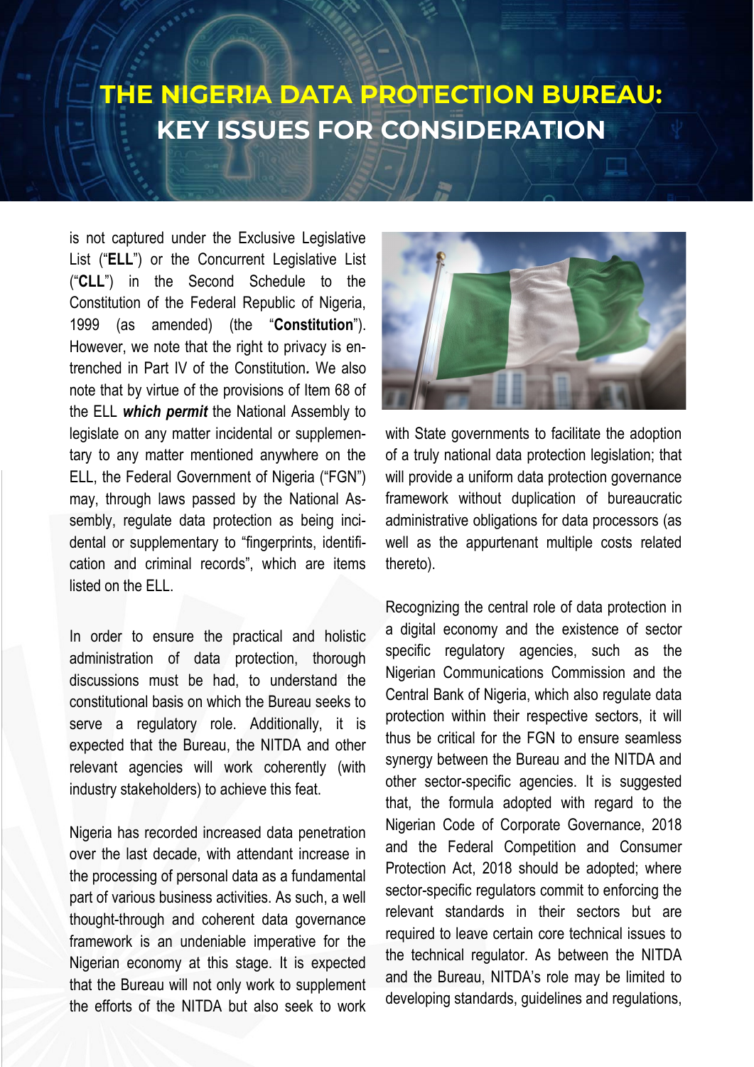# THE NIGERIA DATA PROTECTION BUREAU: KEY ISSUES FOR CONSIDERATION

is not captured under the Exclusive Legislative List ("**ELL**") or the Concurrent Legislative List ("**CLL**") in the Second Schedule to the Constitution of the Federal Republic of Nigeria, 1999 (as amended) (the "**Constitution**"). However, we note that the right to privacy is entrenched in Part IV of the Constitution**.** We also note that by virtue of the provisions of Item 68 of the ELL ***which permit*** the National Assembly to legislate on any matter incidental or supplementary to any matter mentioned anywhere on the ELL, the Federal Government of Nigeria ("FGN") may, through laws passed by the National Assembly, regulate data protection as being incidental or supplementary to "fingerprints, identification and criminal records", which are items listed on the ELL.

In order to ensure the practical and holistic administration of data protection, thorough discussions must be had, to understand the constitutional basis on which the Bureau seeks to serve a regulatory role. Additionally, it is expected that the Bureau, the NITDA and other relevant agencies will work coherently (with industry stakeholders) to achieve this feat.

Nigeria has recorded increased data penetration over the last decade, with attendant increase in the processing of personal data as a fundamental part of various business activities. As such, a well thought-through and coherent data governance framework is an undeniable imperative for the Nigerian economy at this stage. It is expected that the Bureau will not only work to supplement the efforts of the NITDA but also seek to work with State governments to facilitate the adoption of a truly national data protection legislation; that will provide a uniform data protection governance framework without duplication of bureaucratic administrative obligations for data processors (as well as the appurtenant multiple costs related thereto).

Recognizing the central role of data protection in a digital economy and the existence of sector specific regulatory agencies, such as the Nigerian Communications Commission and the Central Bank of Nigeria, which also regulate data protection within their respective sectors, it will thus be critical for the FGN to ensure seamless synergy between the Bureau and the NITDA and other sector-specific agencies. It is suggested that, the formula adopted with regard to the Nigerian Code of Corporate Governance, 2018 and the Federal Competition and Consumer Protection Act, 2018 should be adopted; where sector-specific regulators commit to enforcing the relevant standards in their sectors but are required to leave certain core technical issues to the technical regulator. As between the NITDA and the Bureau, NITDA's role may be limited to developing standards, guidelines and regulations,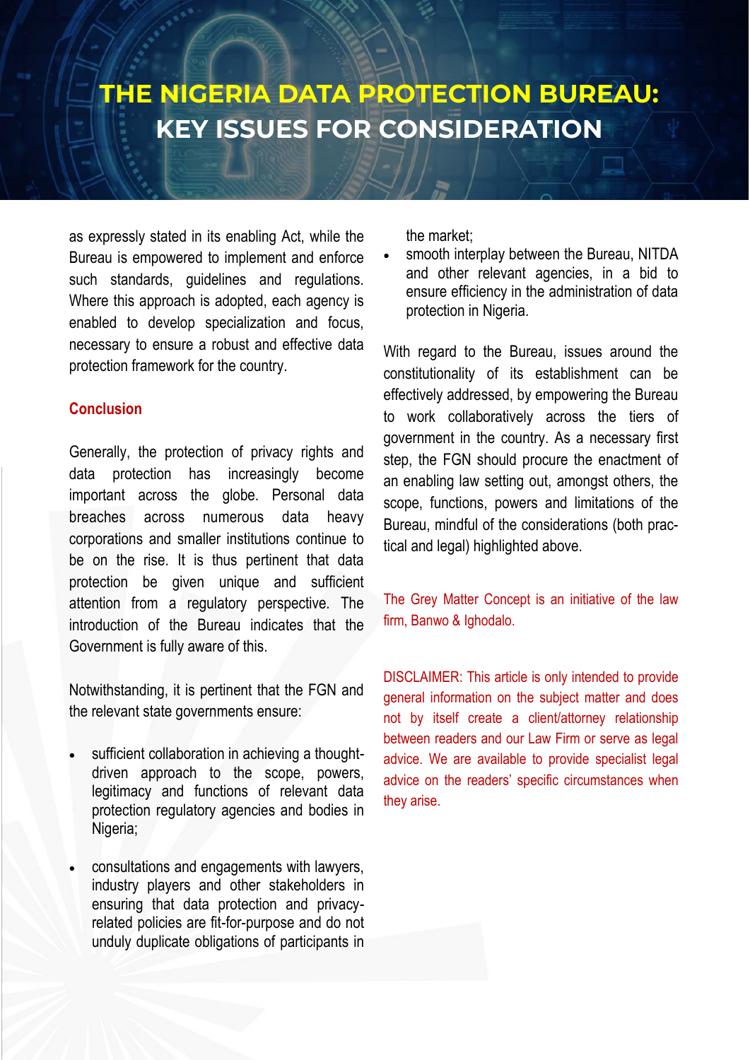as expressly stated in its enabling Act, while the Bureau is empowered to implement and enforce such standards, guidelines and regulations. Where this approach is adopted, each agency is enabled to develop specialization and focus, necessary to ensure a robust and effective data protection framework for the country.

## Conclusion

Generally, the protection of privacy rights and data protection has increasingly become important across the globe. Personal data breaches across numerous data heavy corporations and smaller institutions continue to be on the rise. It is thus pertinent that data protection be given unique and sufficient attention from a regulatory perspective. The introduction of the Bureau indicates that the Government is fully aware of this.

Notwithstanding, it is pertinent that the FGN and the relevant state governments ensure:

- sufficient collaboration in achieving a thought-driven approach to the scope, powers, legitimacy and functions of relevant data protection regulatory agencies and bodies in Nigeria;
- consultations and engagements with lawyers, industry players and other stakeholders in ensuring that data protection and privacy-related policies are fit-for-purpose and do not unduly duplicate obligations of participants in the market;
- smooth interplay between the Bureau, NITDA and other relevant agencies, in a bid to ensure efficiency in the administration of data protection in Nigeria.

With regard to the Bureau, issues around the constitutionality of its establishment can be effectively addressed, by empowering the Bureau to work collaboratively across the tiers of government in the country. As a necessary first step, the FGN should procure the enactment of an enabling law setting out, amongst others, the scope, functions, powers and limitations of the Bureau, mindful of the considerations (both practical and legal) highlighted above.

The Grey Matter Concept is an initiative of the law firm, Banwo & Ighodalo.

DISCLAIMER: This article is only intended to provide general information on the subject matter and does not by itself create a client/attorney relationship between readers and our Law Firm or serve as legal advice. We are available to provide specialist legal advice on the readers' specific circumstances when they arise.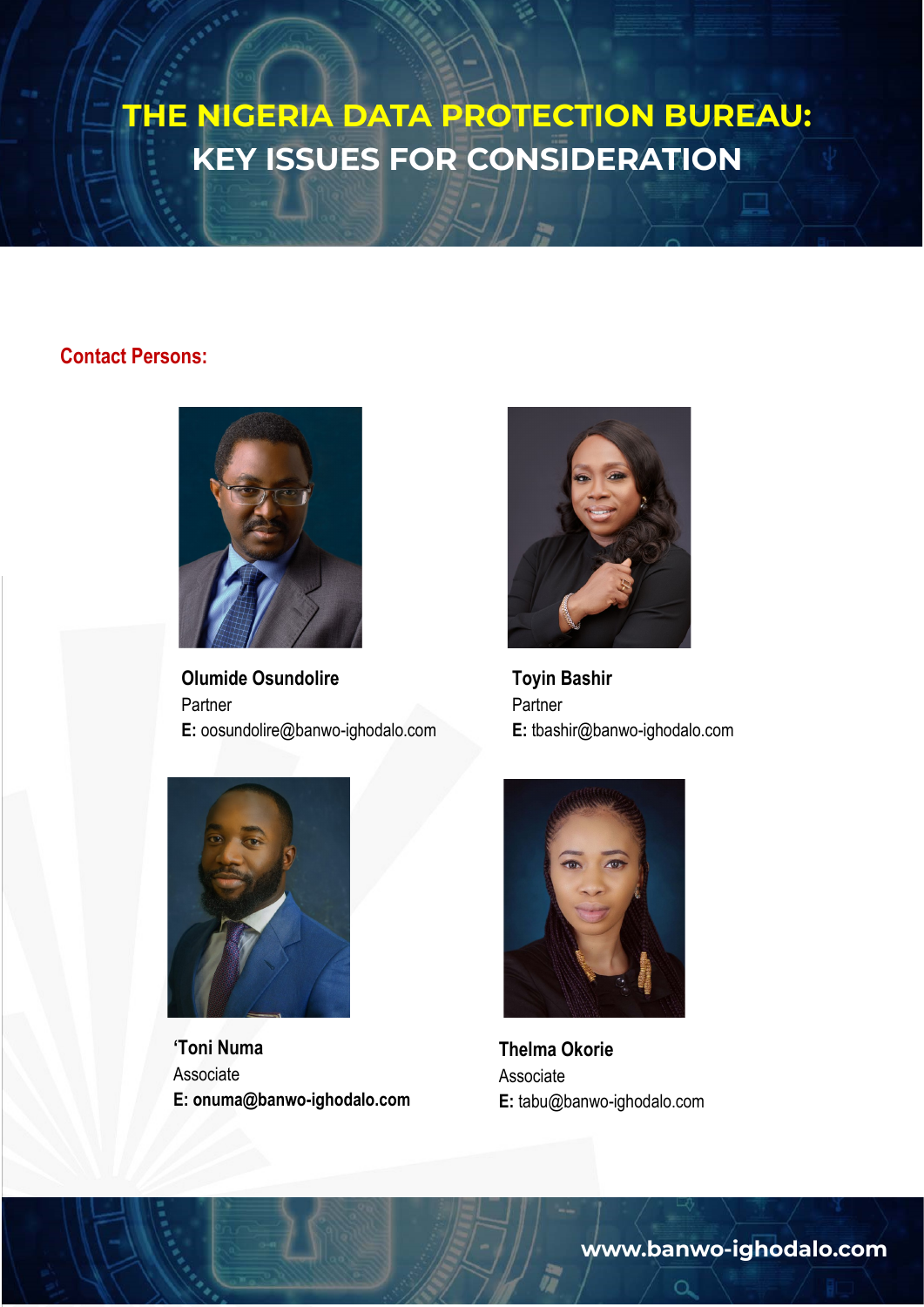# THE NIGERIA DATA PROTECTION BUREAU: KEY ISSUES FOR CONSIDERATION

**Contact Persons:**

**Olumide Osundolire**
Partner
**E:** oosundolire@banwo-ighodalo.com

**Toyin Bashir**
Partner
**E:** tbashir@banwo-ighodalo.com

**'Toni Numa**
Associate
**E: onuma@banwo-ighodalo.com**

**Thelma Okorie**
Associate
**E:** tabu@banwo-ighodalo.com

**www.banwo-ighodalo.com**